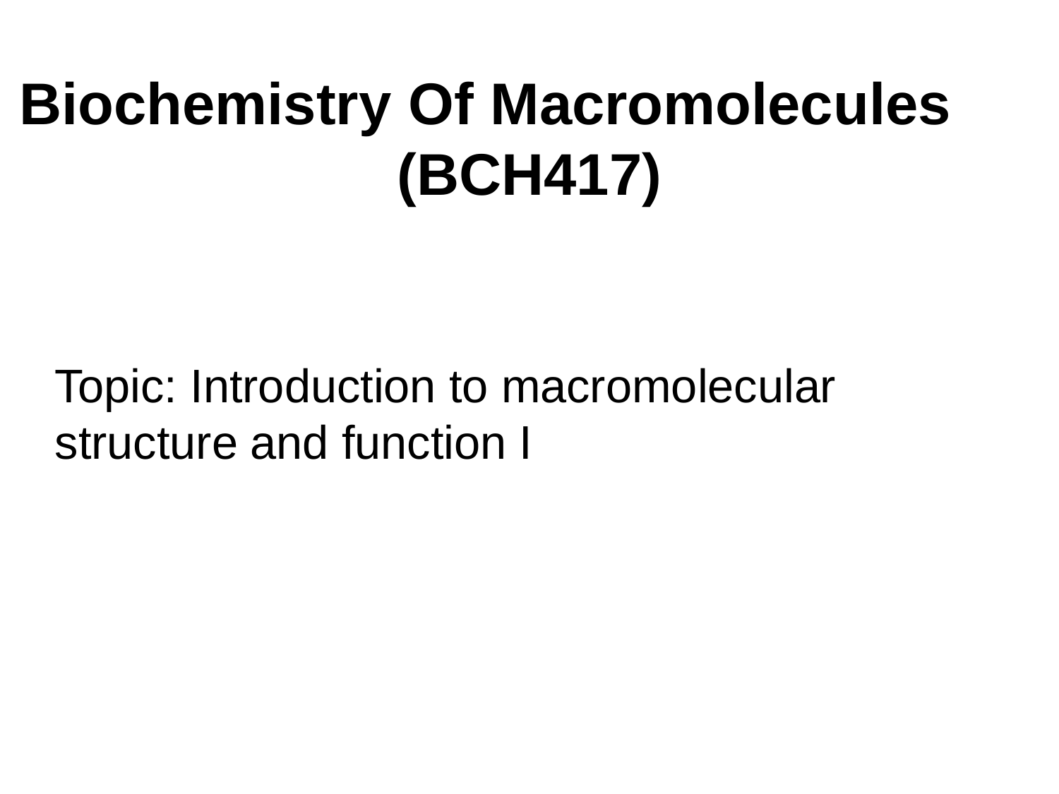# Biochemistry Of Macromolecules (BCH417)

Topic: Introduction to macromolecular structure and function I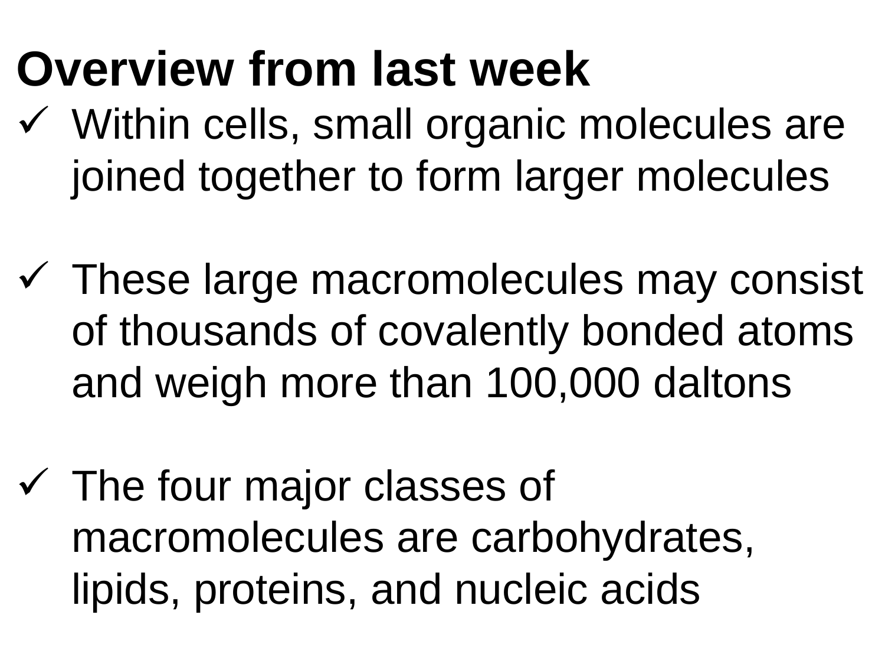# Overview from last week

- ✓ Within cells, small organic molecules are joined together to form larger molecules

- ✓ These large macromolecules may consist of thousands of covalently bonded atoms and weigh more than 100,000 daltons

- ✓ The four major classes of macromolecules are carbohydrates, lipids, proteins, and nucleic acids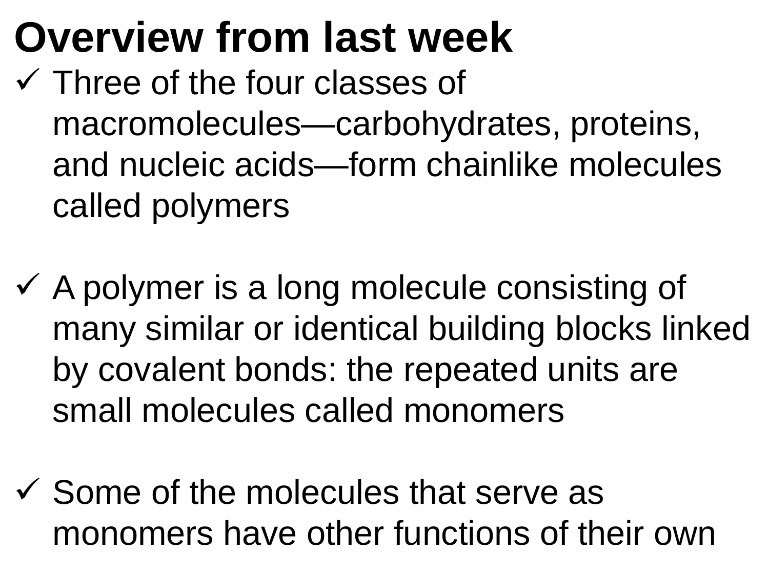# Overview from last week

- ✓ Three of the four classes of macromolecules—carbohydrates, proteins, and nucleic acids—form chainlike molecules called polymers

- ✓ A polymer is a long molecule consisting of many similar or identical building blocks linked by covalent bonds: the repeated units are small molecules called monomers

- ✓ Some of the molecules that serve as monomers have other functions of their own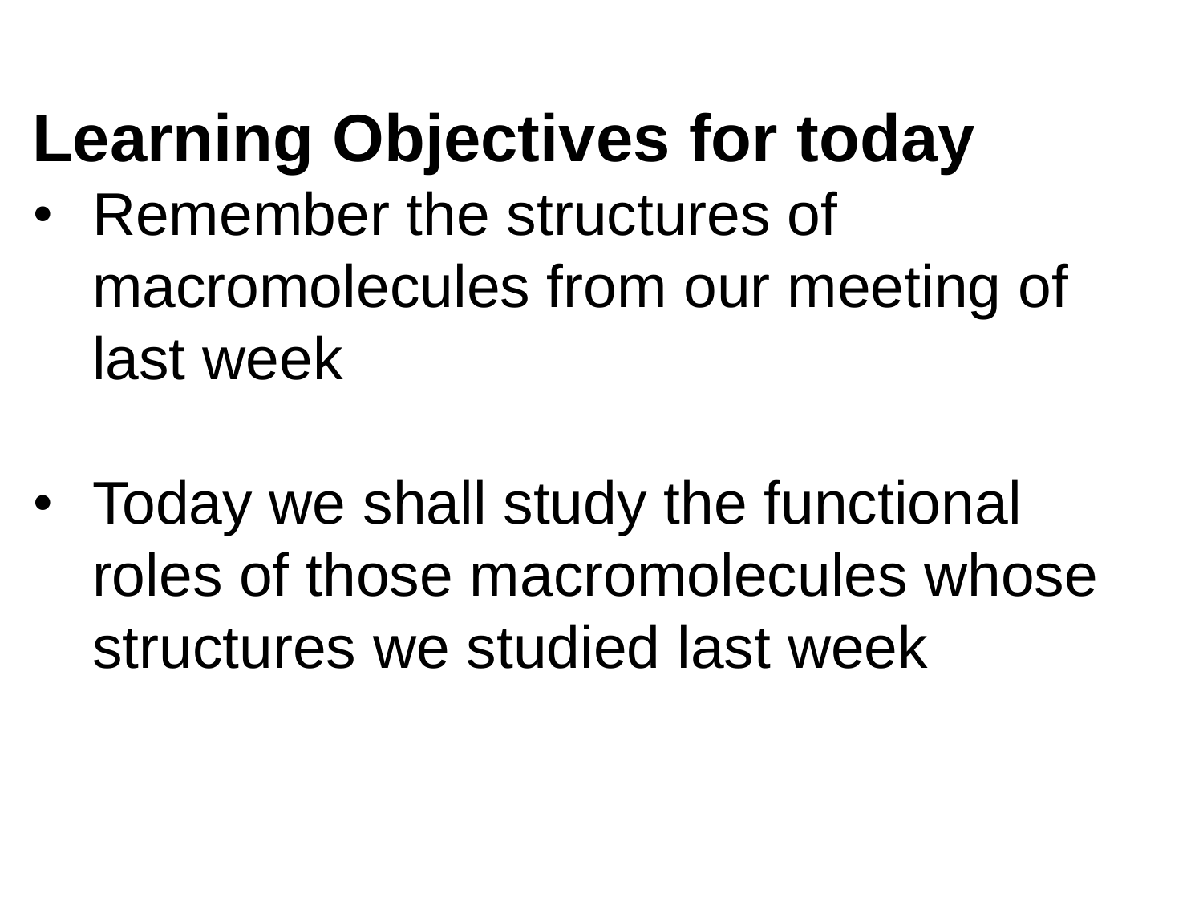## Learning Objectives for today

- Remember the structures of macromolecules from our meeting of last week

- Today we shall study the functional roles of those macromolecules whose structures we studied last week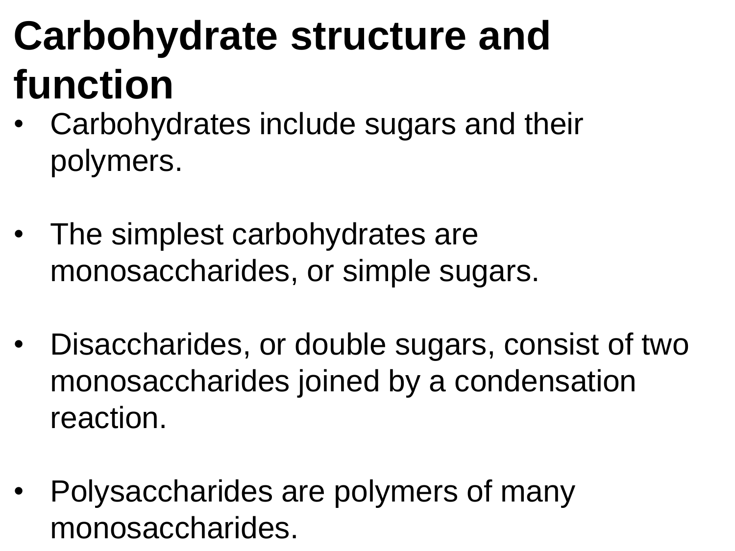# Carbohydrate structure and function

- Carbohydrates include sugars and their polymers.

- The simplest carbohydrates are monosaccharides, or simple sugars.

- Disaccharides, or double sugars, consist of two monosaccharides joined by a condensation reaction.

- Polysaccharides are polymers of many monosaccharides.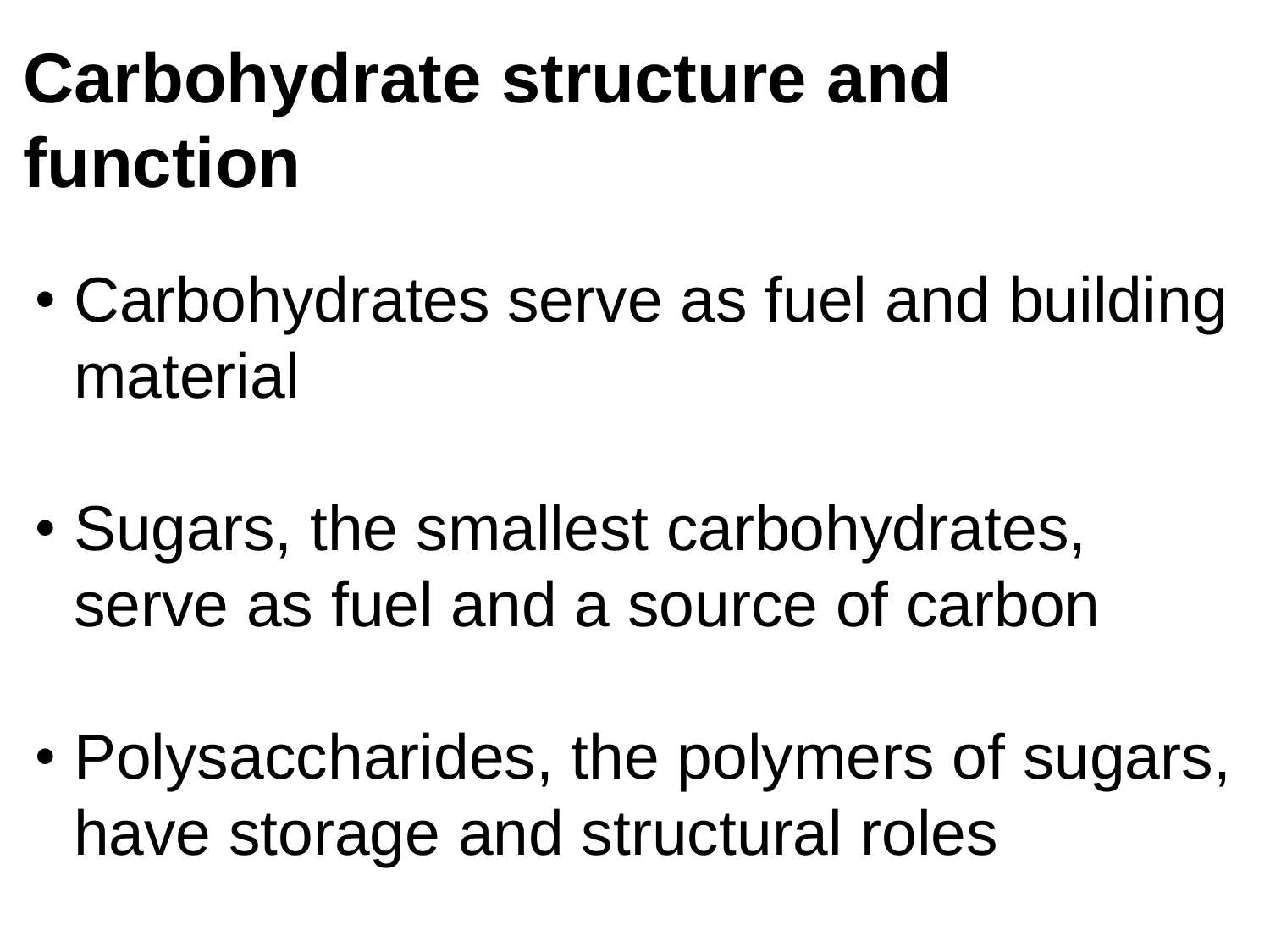# Carbohydrate structure and function

- Carbohydrates serve as fuel and building material
- Sugars, the smallest carbohydrates, serve as fuel and a source of carbon
- Polysaccharides, the polymers of sugars, have storage and structural roles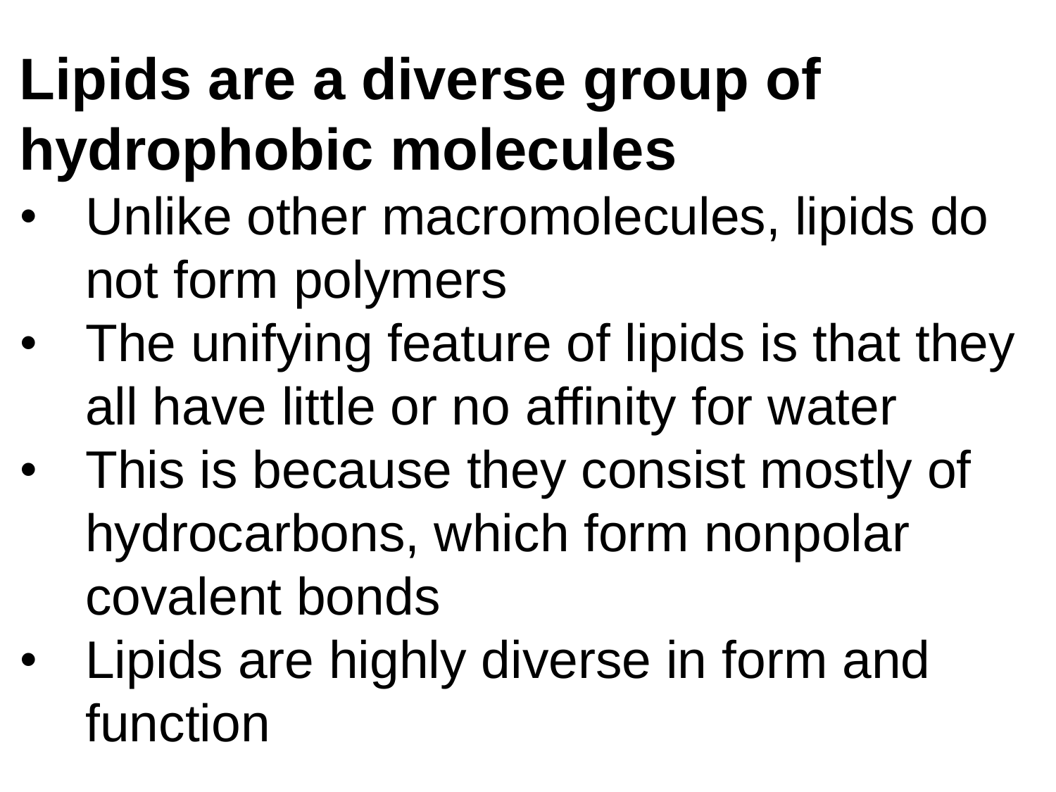## Lipids are a diverse group of hydrophobic molecules

- Unlike other macromolecules, lipids do not form polymers
- The unifying feature of lipids is that they all have little or no affinity for water
- This is because they consist mostly of hydrocarbons, which form nonpolar covalent bonds
- Lipids are highly diverse in form and function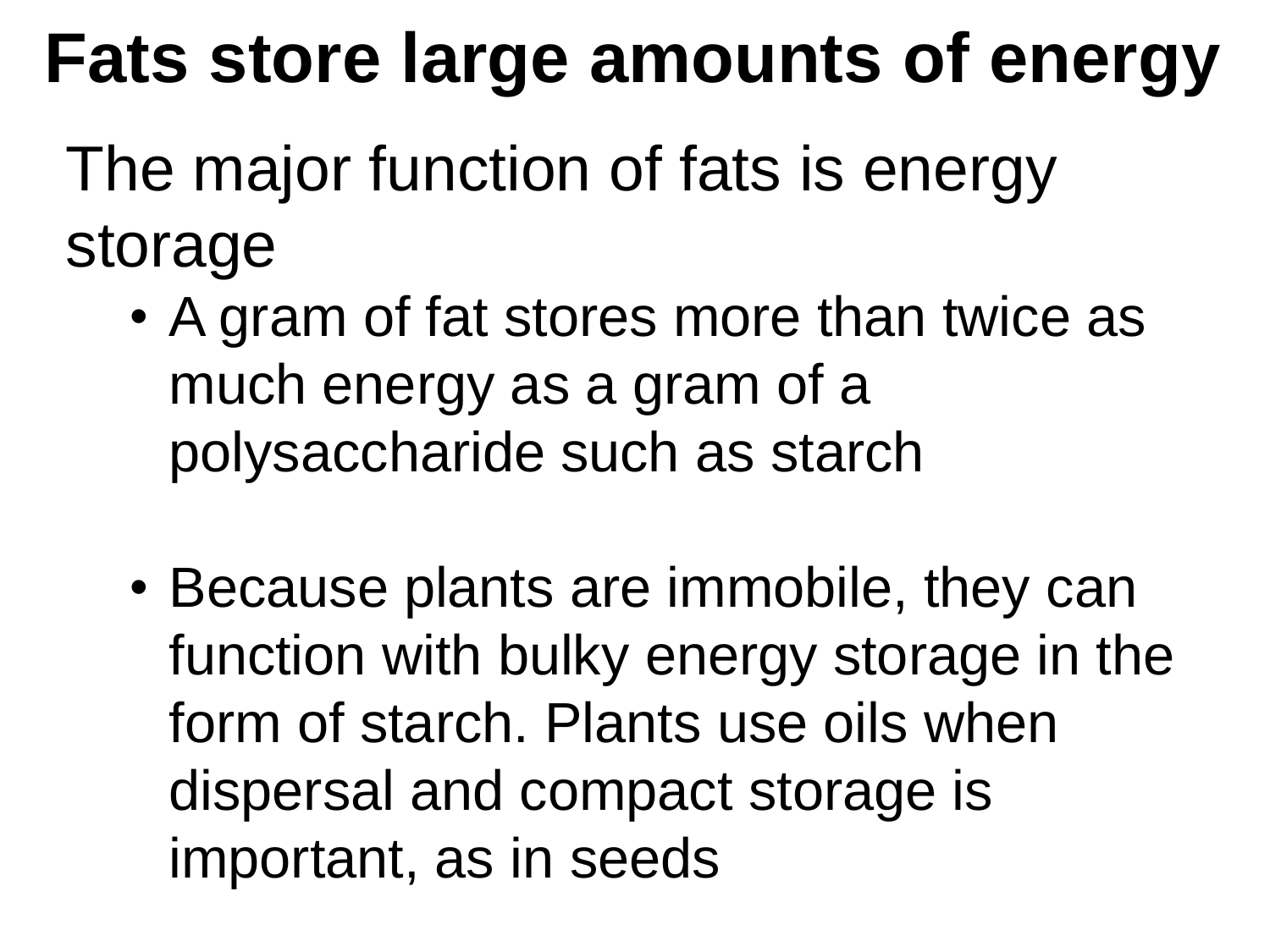# Fats store large amounts of energy

The major function of fats is energy storage

- A gram of fat stores more than twice as much energy as a gram of a polysaccharide such as starch

- Because plants are immobile, they can function with bulky energy storage in the form of starch. Plants use oils when dispersal and compact storage is important, as in seeds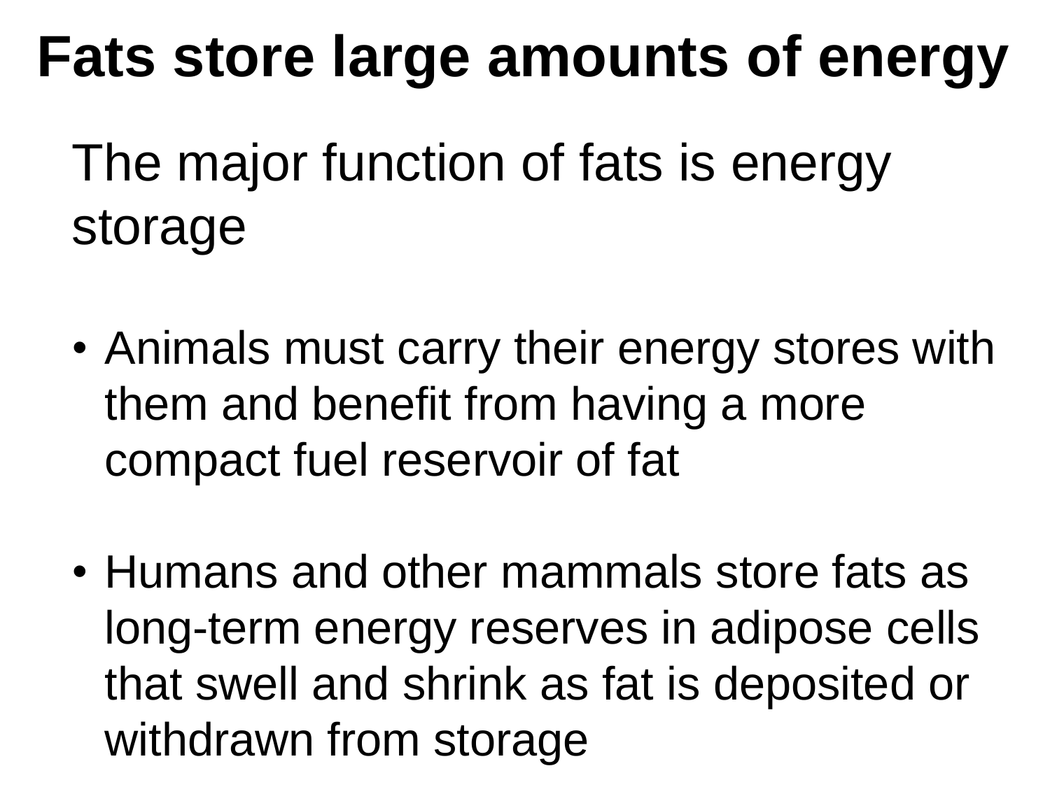# Fats store large amounts of energy

The major function of fats is energy storage

- Animals must carry their energy stores with them and benefit from having a more compact fuel reservoir of fat

- Humans and other mammals store fats as long-term energy reserves in adipose cells that swell and shrink as fat is deposited or withdrawn from storage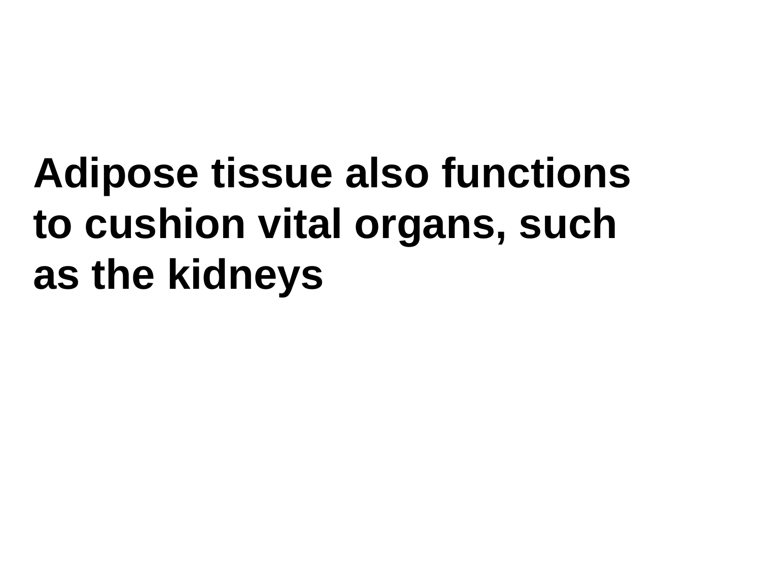**Adipose tissue also functions to cushion vital organs, such as the kidneys**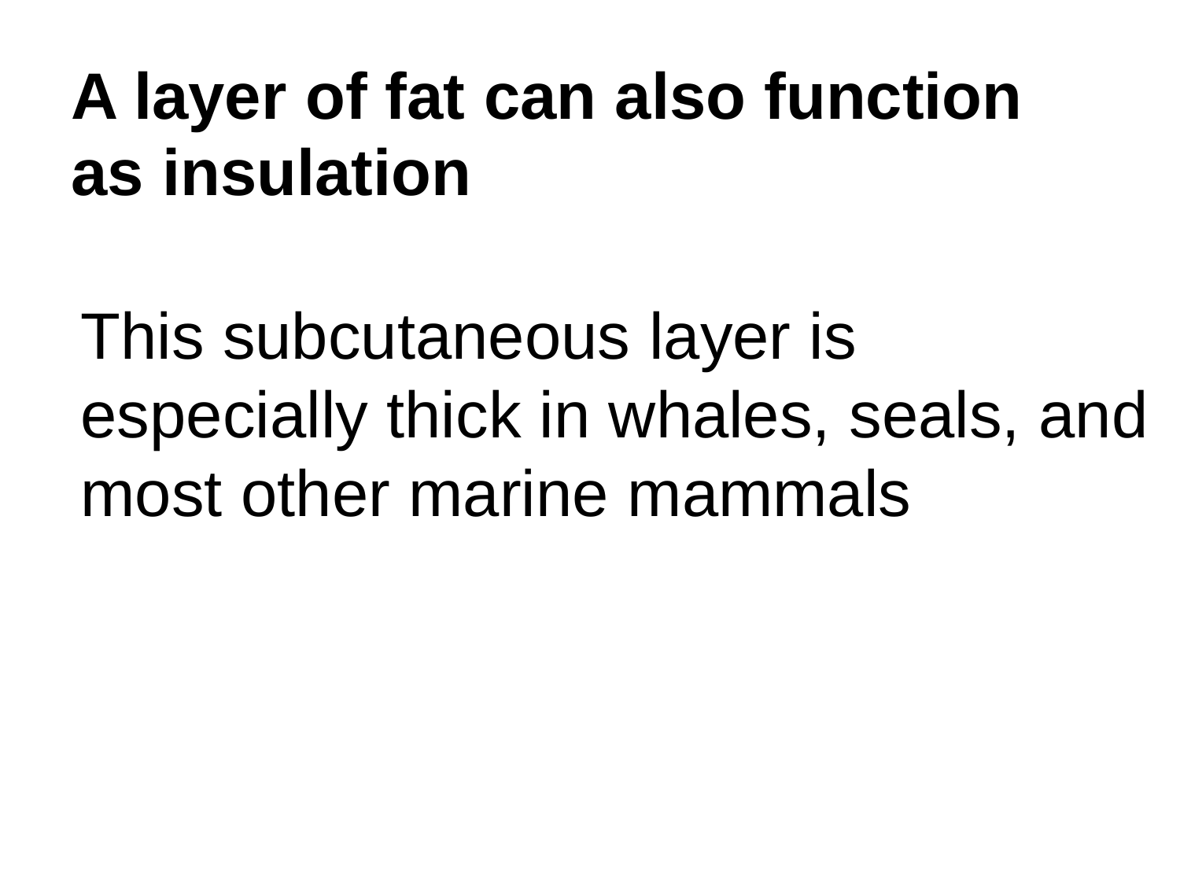# A layer of fat can also function as insulation

This subcutaneous layer is especially thick in whales, seals, and most other marine mammals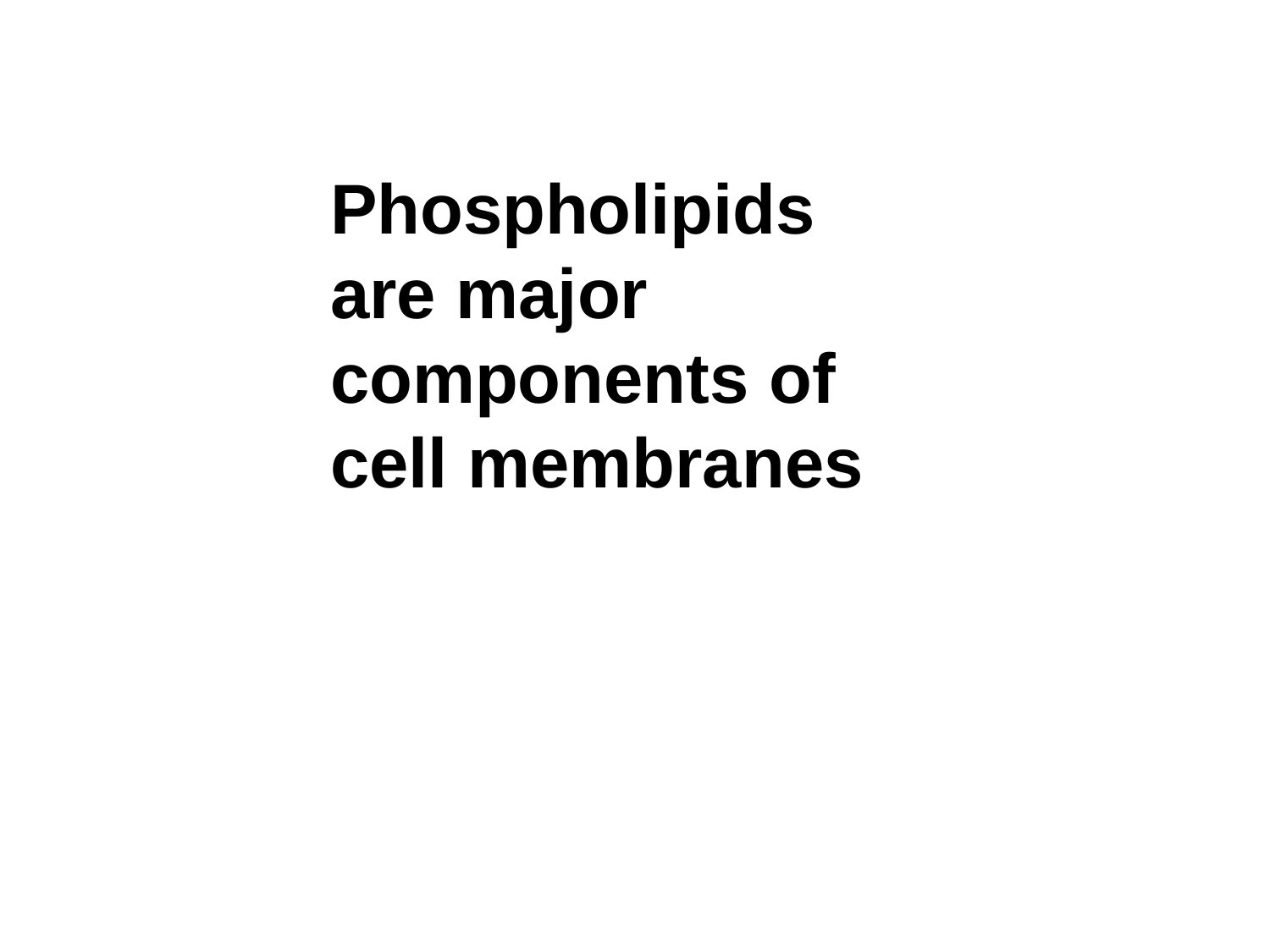**Phospholipids are major components of cell membranes**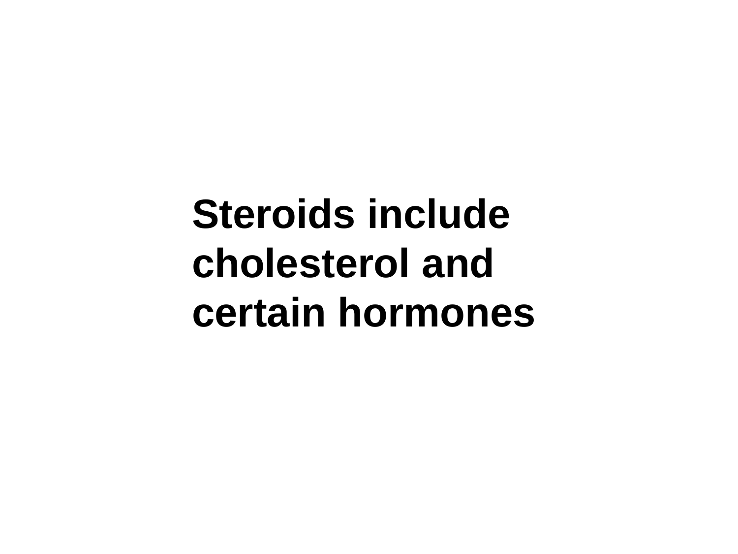**Steroids include cholesterol and certain hormones**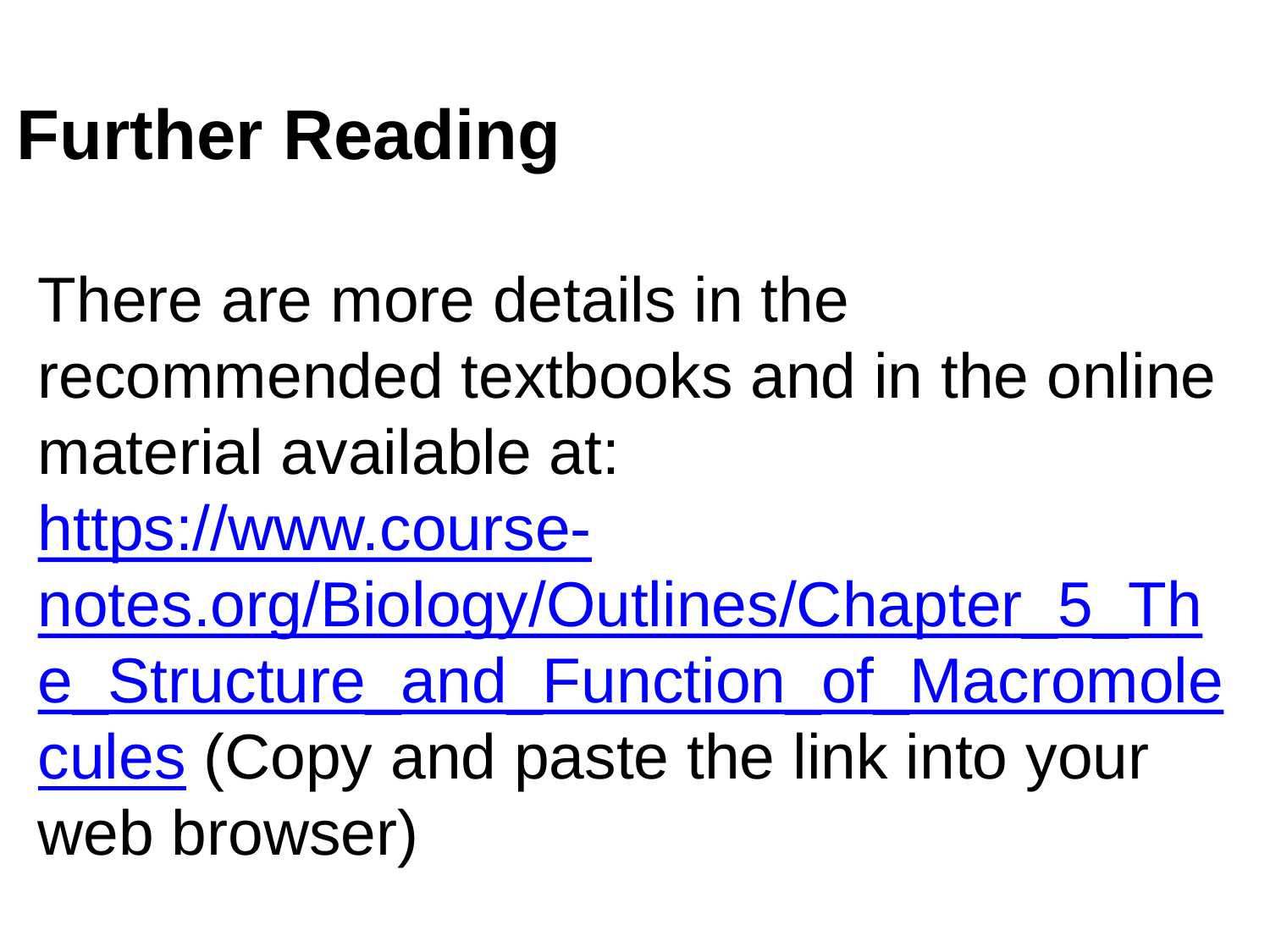# Further Reading

There are more details in the recommended textbooks and in the online material available at: https://www.course-notes.org/Biology/Outlines/Chapter_5_The_Structure_and_Function_of_Macromolecules (Copy and paste the link into your web browser)